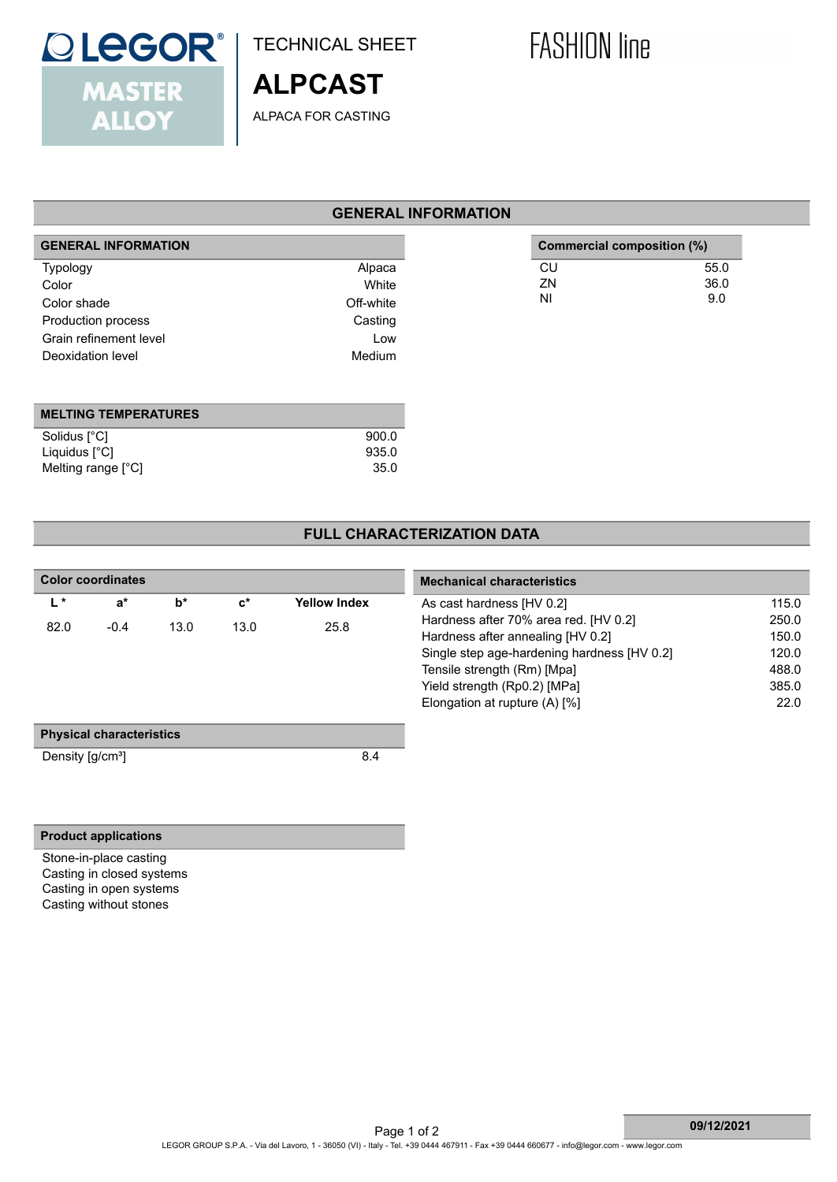LEGOR® MASTER ALLOY

TECHNICAL SHEET

# ALPCAST

ALPACA FOR CASTING

FASHION line

## GENERAL INFORMATION

| GENERAL INFORMATION | |
|---|---|
| Typology | Alpaca |
| Color | White |
| Color shade | Off-white |
| Production process | Casting |
| Grain refinement level | Low |
| Deoxidation level | Medium |

| Commercial composition (%) | |
|---|---|
| CU | 55.0 |
| ZN | 36.0 |
| NI | 9.0 |

| MELTING TEMPERATURES | |
|---|---|
| Solidus [°C] | 900.0 |
| Liquidus [°C] | 935.0 |
| Melting range [°C] | 35.0 |

## FULL CHARACTERIZATION DATA

| Color coordinates | | | | |
|---|---|---|---|---|
| L * | a* | b* | c* | Yellow Index |
| 82.0 | -0.4 | 13.0 | 13.0 | 25.8 |

| Mechanical characteristics | |
|---|---|
| As cast hardness [HV 0.2] | 115.0 |
| Hardness after 70% area red. [HV 0.2] | 250.0 |
| Hardness after annealing [HV 0.2] | 150.0 |
| Single step age-hardening hardness [HV 0.2] | 120.0 |
| Tensile strength (Rm) [Mpa] | 488.0 |
| Yield strength (Rp0.2) [MPa] | 385.0 |
| Elongation at rupture (A) [%] | 22.0 |

| Physical characteristics | |
|---|---|
| Density [g/cm³] | 8.4 |

| Product applications |
|---|
| Stone-in-place casting |
| Casting in closed systems |
| Casting in open systems |
| Casting without stones |

09/12/2021

LEGOR GROUP S.P.A. - Via del Lavoro, 1 - 36050 (VI) - Italy - Tel. +39 0444 467911 - Fax +39 0444 660677 - info@legor.com - www.legor.com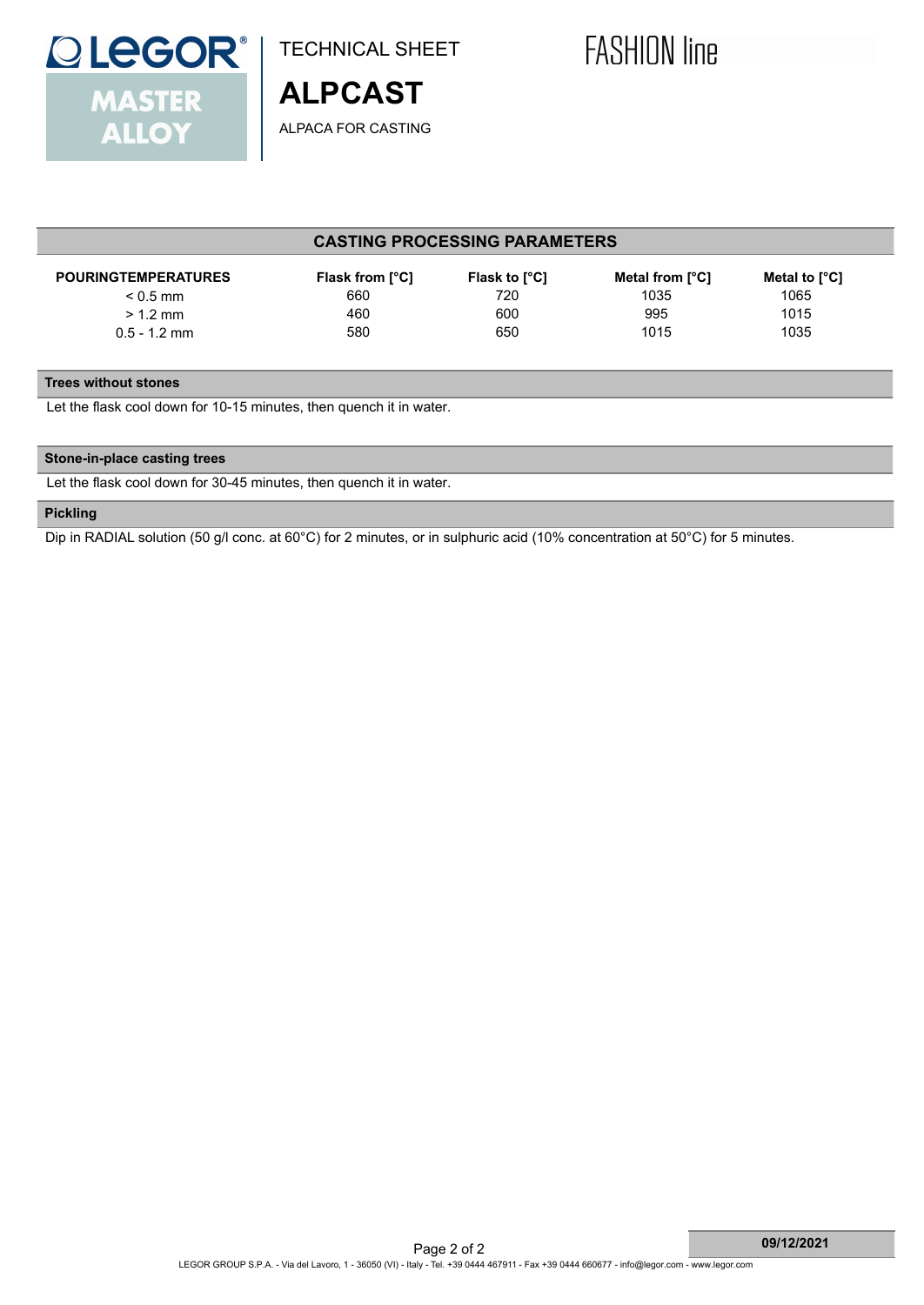# ALPCAST

ALPACA FOR CASTING

## CASTING PROCESSING PARAMETERS

| POURINGTEMPERATURES | Flask from [°C] | Flask to [°C] | Metal from [°C] | Metal to [°C] |
|---|---|---|---|---|
| < 0.5 mm | 660 | 720 | 1035 | 1065 |
| > 1.2 mm | 460 | 600 | 995 | 1015 |
| 0.5 - 1.2 mm | 580 | 650 | 1015 | 1035 |

### Trees without stones

Let the flask cool down for 10-15 minutes, then quench it in water.

### Stone-in-place casting trees

Let the flask cool down for 30-45 minutes, then quench it in water.

### Pickling

Dip in RADIAL solution (50 g/l conc. at 60°C) for 2 minutes, or in sulphuric acid (10% concentration at 50°C) for 5 minutes.

09/12/2021